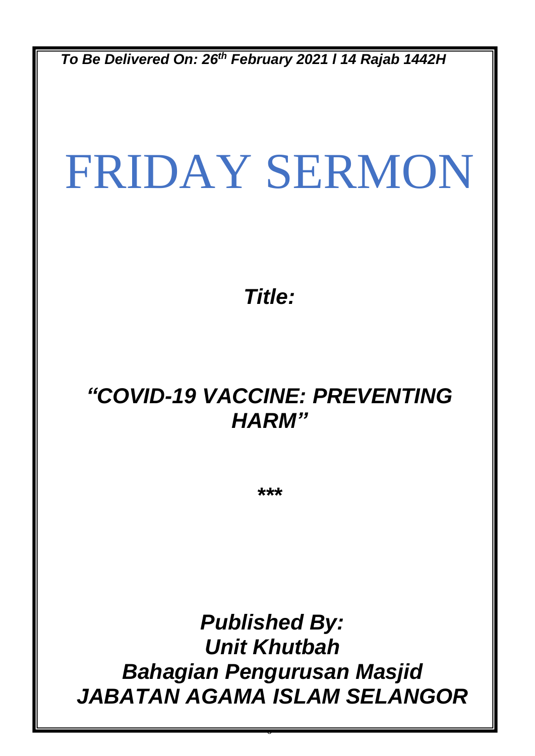*To Be Delivered On: 26th February 2021 / 14 Rajab 1442H*

# FRIDAY SERMON

***Title:***

## ***"COVID-19 VACCINE: PREVENTING HARM"***

***

***Published By:***
***Unit Khutbah***
***Bahagian Pengurusan Masjid***
***JABATAN AGAMA ISLAM SELANGOR***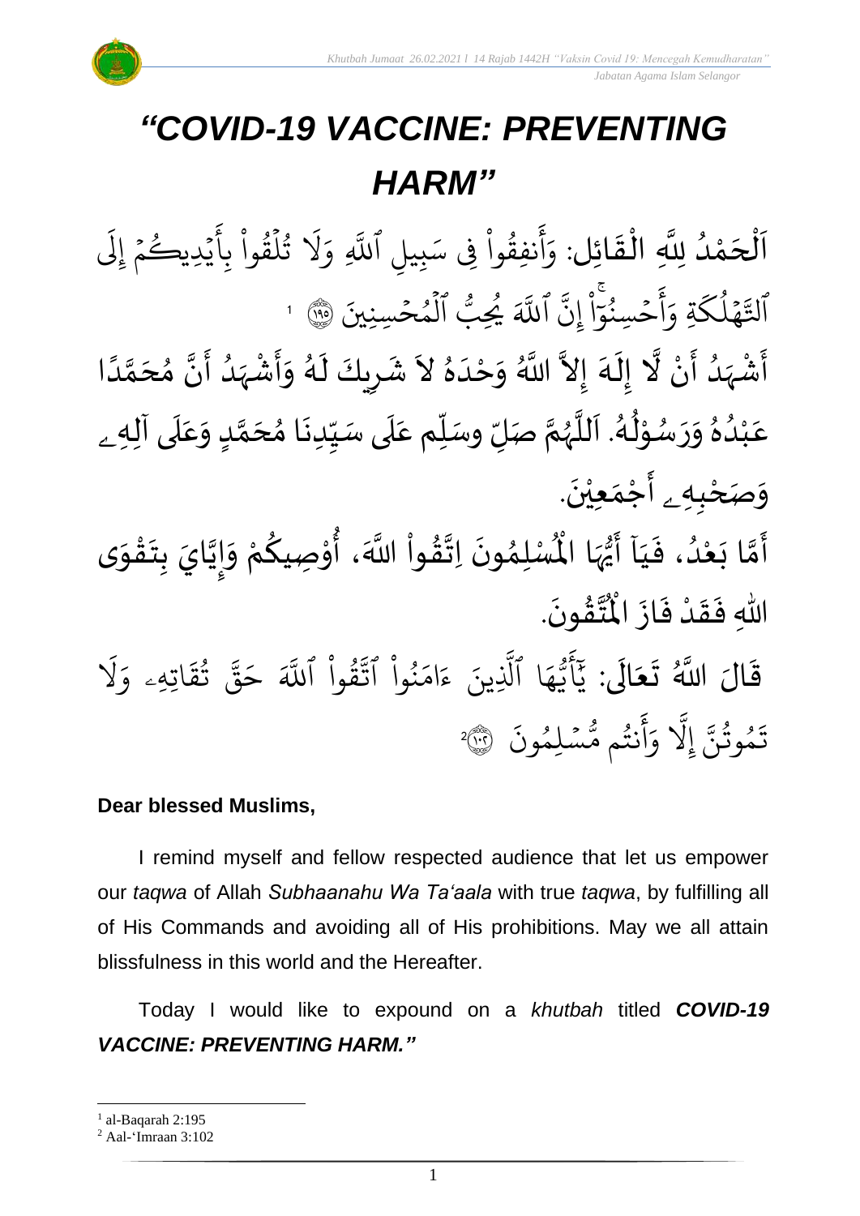# *"COVID-19 VACCINE: PREVENTING HARM"*

اَلْحَمْدُ لِلَّهِ الْقَائِلِ: وَأَنفِقُوا۟ فِى سَبِيلِ ٱللَّهِ وَلَا تُلْقُوا۟ بِأَيْدِيكُمْ إِلَى ٱلتَّهْلُكَةِ وَأَحْسِنُوٓا۟ ۛ إِنَّ ٱللَّهَ يُحِبُّ ٱلْمُحْسِنِينَ ﴿١٩٥﴾ [1]

أَشْهَدُ أَنْ لَّا إِلَهَ إِلاَّ اللَّهُ وَحْدَهُ لاَ شَرِيكَ لَهُ وَأَشْهَدُ أَنَّ مُحَمَّدًا عَبْدُهُ وَرَسُوْلُهُ. اَللَّهُمَّ صَلِّ وسَلِّم عَلَى سَيِّدِنَا مُحَمَّدٍ وَعَلَى آلِهِ وَصَحْبِهِ أَجْمَعِيْنَ.

أَمَّا بَعْدُ، فَيَا أَيُّهَا الْمُسْلِمُونَ اِتَّقُواْ اللَّهَ، أُوْصِيكُمْ وَإِيَّايَ بِتَقْوَى اللهِ فَقَدْ فَازَ الْمُتَّقُونَ.

قَالَ اللَّهُ تَعَالَى: يَٰٓأَيُّهَا ٱلَّذِينَ ءَامَنُوا۟ ٱتَّقُوا۟ ٱللَّهَ حَقَّ تُقَاتِهِۦ وَلَا تَمُوتُنَّ إِلَّا وَأَنتُم مُّسْلِمُونَ ﴿١٠٢﴾ [2]

**Dear blessed Muslims,**

I remind myself and fellow respected audience that let us empower our *taqwa* of Allah *Subhaanahu Wa Ta'aala* with true *taqwa*, by fulfilling all of His Commands and avoiding all of His prohibitions. May we all attain blissfulness in this world and the Hereafter.

Today I would like to expound on a *khutbah* titled ***COVID-19 VACCINE: PREVENTING HARM."***

---

[1] al-Baqarah 2:195

[2] Aal-'Imraan 3:102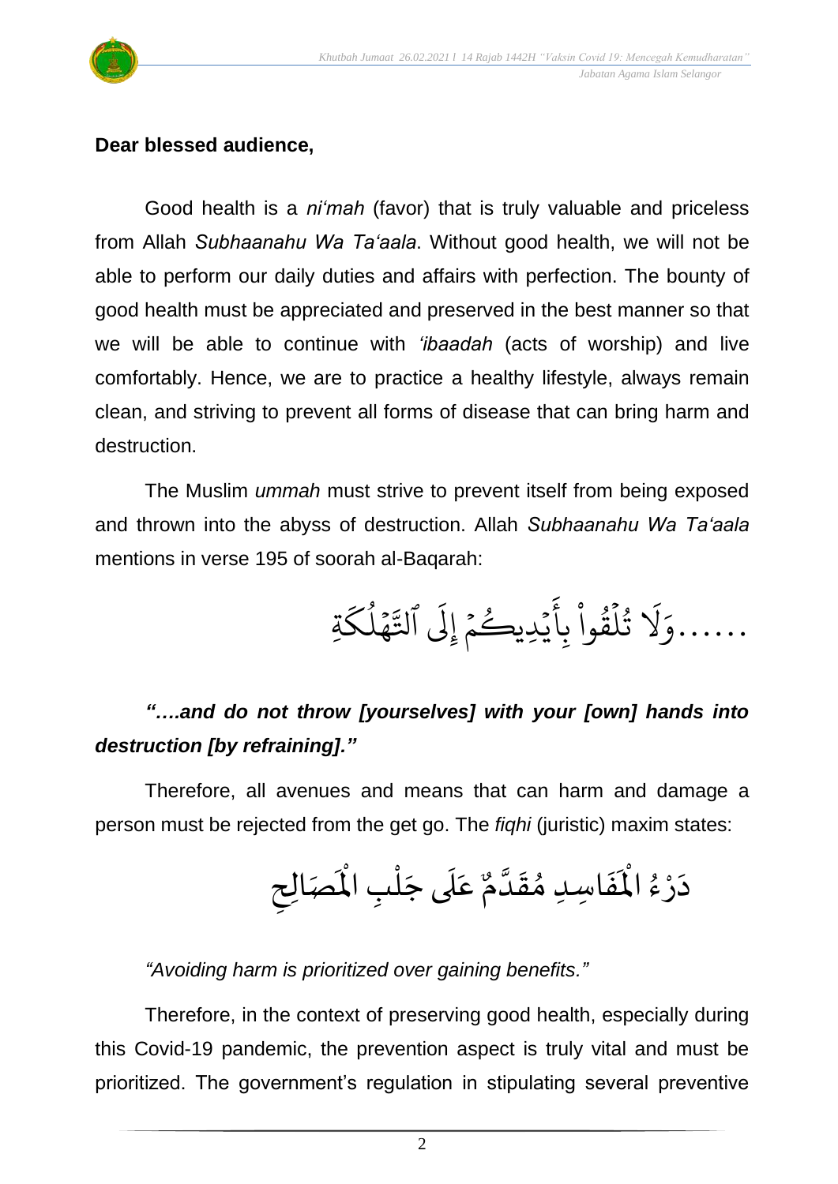**Dear blessed audience,**

Good health is a *ni'mah* (favor) that is truly valuable and priceless from Allah *Subhaanahu Wa Ta'aala*. Without good health, we will not be able to perform our daily duties and affairs with perfection. The bounty of good health must be appreciated and preserved in the best manner so that we will be able to continue with *'ibaadah* (acts of worship) and live comfortably. Hence, we are to practice a healthy lifestyle, always remain clean, and striving to prevent all forms of disease that can bring harm and destruction.

The Muslim *ummah* must strive to prevent itself from being exposed and thrown into the abyss of destruction. Allah *Subhaanahu Wa Ta'aala* mentions in verse 195 of soorah al-Baqarah:

......وَلَا تُلْقُوا۟ بِأَيْدِيكُمْ إِلَى ٱلتَّهْلُكَةِ

***"….and do not throw [yourselves] with your [own] hands into destruction [by refraining]."***

Therefore, all avenues and means that can harm and damage a person must be rejected from the get go. The *fiqhi* (juristic) maxim states:

دَرْءُ الْمَفَاسِدِ مُقَدَّمٌ عَلَى جَلْبِ الْمَصَالِحِ

*"Avoiding harm is prioritized over gaining benefits."*

Therefore, in the context of preserving good health, especially during this Covid-19 pandemic, the prevention aspect is truly vital and must be prioritized. The government's regulation in stipulating several preventive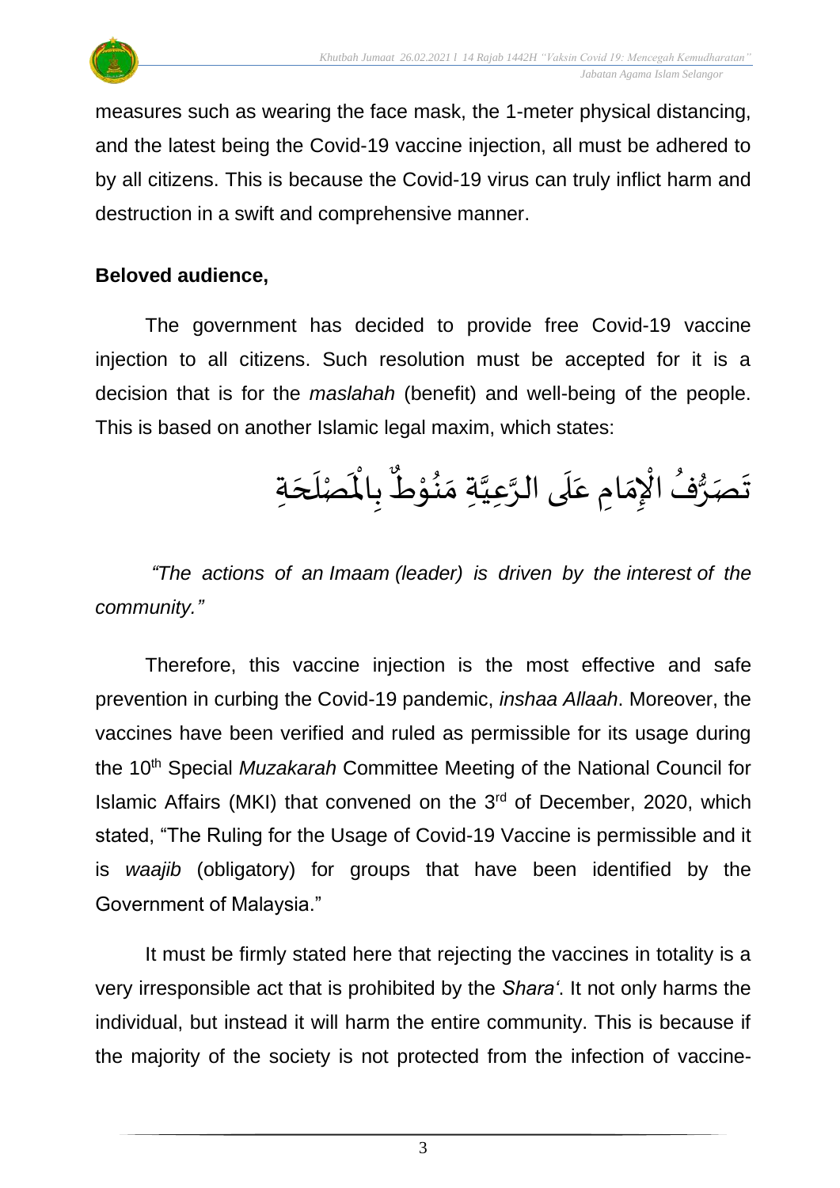measures such as wearing the face mask, the 1-meter physical distancing, and the latest being the Covid-19 vaccine injection, all must be adhered to by all citizens. This is because the Covid-19 virus can truly inflict harm and destruction in a swift and comprehensive manner.

**Beloved audience,**

The government has decided to provide free Covid-19 vaccine injection to all citizens. Such resolution must be accepted for it is a decision that is for the *maslahah* (benefit) and well-being of the people. This is based on another Islamic legal maxim, which states:

تَصَرُّفُ الْإِمَامِ عَلَى الرَّعِيَّةِ مَنُوْطٌ بِالْمَصْلَحَةِ

*"The actions of an Imaam (leader) is driven by the interest of the community."*

Therefore, this vaccine injection is the most effective and safe prevention in curbing the Covid-19 pandemic, *inshaa Allaah*. Moreover, the vaccines have been verified and ruled as permissible for its usage during the 10th Special *Muzakarah* Committee Meeting of the National Council for Islamic Affairs (MKI) that convened on the 3rd of December, 2020, which stated, "The Ruling for the Usage of Covid-19 Vaccine is permissible and it is *waajib* (obligatory) for groups that have been identified by the Government of Malaysia."

It must be firmly stated here that rejecting the vaccines in totality is a very irresponsible act that is prohibited by the *Shara'*. It not only harms the individual, but instead it will harm the entire community. This is because if the majority of the society is not protected from the infection of vaccine-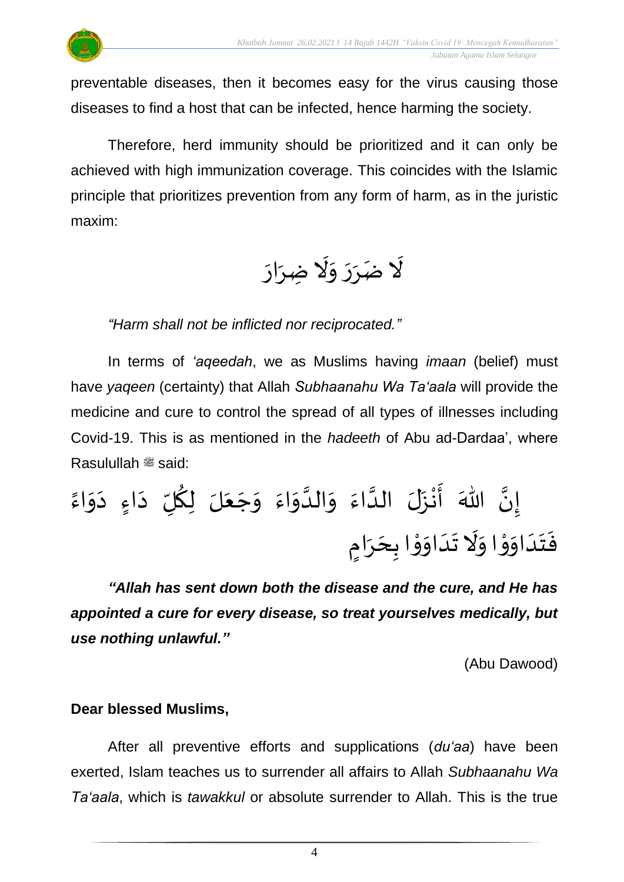preventable diseases, then it becomes easy for the virus causing those diseases to find a host that can be infected, hence harming the society.

Therefore, herd immunity should be prioritized and it can only be achieved with high immunization coverage. This coincides with the Islamic principle that prioritizes prevention from any form of harm, as in the juristic maxim:

لَا ضَرَرَ وَلَا ضِرَارَ

*"Harm shall not be inflicted nor reciprocated."*

In terms of *'aqeedah*, we as Muslims having *imaan* (belief) must have *yaqeen* (certainty) that Allah *Subhaanahu Wa Ta'aala* will provide the medicine and cure to control the spread of all types of illnesses including Covid-19. This is as mentioned in the *hadeeth* of Abu ad-Dardaa', where Rasulullah ﷺ said:

إِنَّ اللّٰهَ أَنْزَلَ الدَّاءَ وَالدَّوَاءَ وَجَعَلَ لِكُلِّ دَاءٍ دَوَاءً فَتَدَاوَوْا وَلَا تَدَاوَوْا بِحَرَامٍ

***"Allah has sent down both the disease and the cure, and He has appointed a cure for every disease, so treat yourselves medically, but use nothing unlawful."***

(Abu Dawood)

**Dear blessed Muslims,**

After all preventive efforts and supplications (*du'aa*) have been exerted, Islam teaches us to surrender all affairs to Allah *Subhaanahu Wa Ta'aala*, which is *tawakkul* or absolute surrender to Allah. This is the true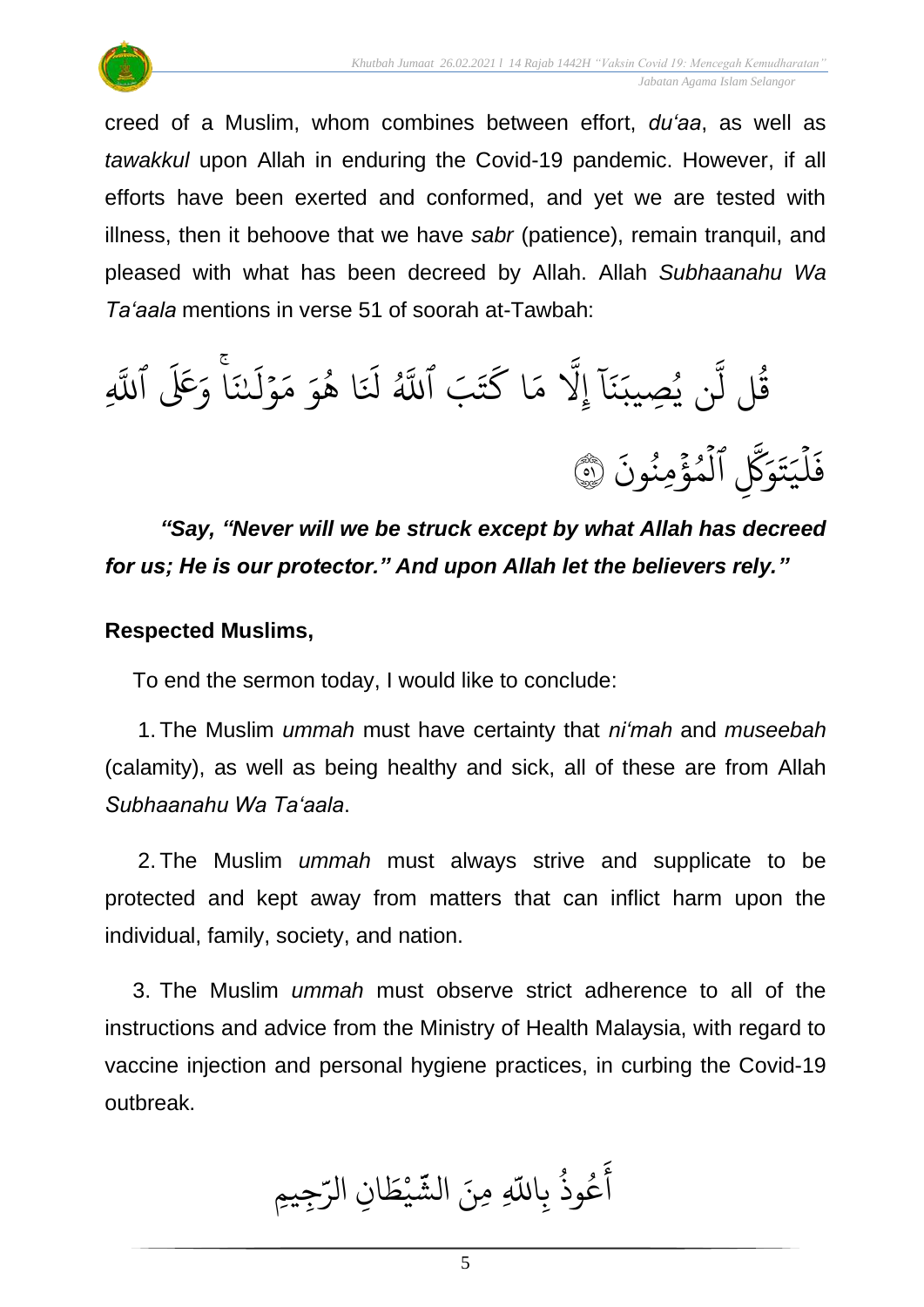creed of a Muslim, whom combines between effort, *du'aa*, as well as *tawakkul* upon Allah in enduring the Covid-19 pandemic. However, if all efforts have been exerted and conformed, and yet we are tested with illness, then it behoove that we have *sabr* (patience), remain tranquil, and pleased with what has been decreed by Allah. Allah *Subhaanahu Wa Ta'aala* mentions in verse 51 of soorah at-Tawbah:

قُل لَّن يُصِيبَنَآ إِلَّا مَا كَتَبَ ٱللَّهُ لَنَا هُوَ مَوۡلَىٰنَاۚ وَعَلَى ٱللَّهِ فَلۡيَتَوَكَّلِ ٱلۡمُؤۡمِنُونَ ﴿٥١﴾

***"Say, "Never will we be struck except by what Allah has decreed for us; He is our protector." And upon Allah let the believers rely."***

**Respected Muslims,**

To end the sermon today, I would like to conclude:

1. The Muslim *ummah* must have certainty that *ni'mah* and *museebah* (calamity), as well as being healthy and sick, all of these are from Allah *Subhaanahu Wa Ta'aala*.

2. The Muslim *ummah* must always strive and supplicate to be protected and kept away from matters that can inflict harm upon the individual, family, society, and nation.

3. The Muslim *ummah* must observe strict adherence to all of the instructions and advice from the Ministry of Health Malaysia, with regard to vaccine injection and personal hygiene practices, in curbing the Covid-19 outbreak.

أَعُوذُ بِاللّٰهِ مِنَ الشَّيْطَانِ الرَّجِيمِ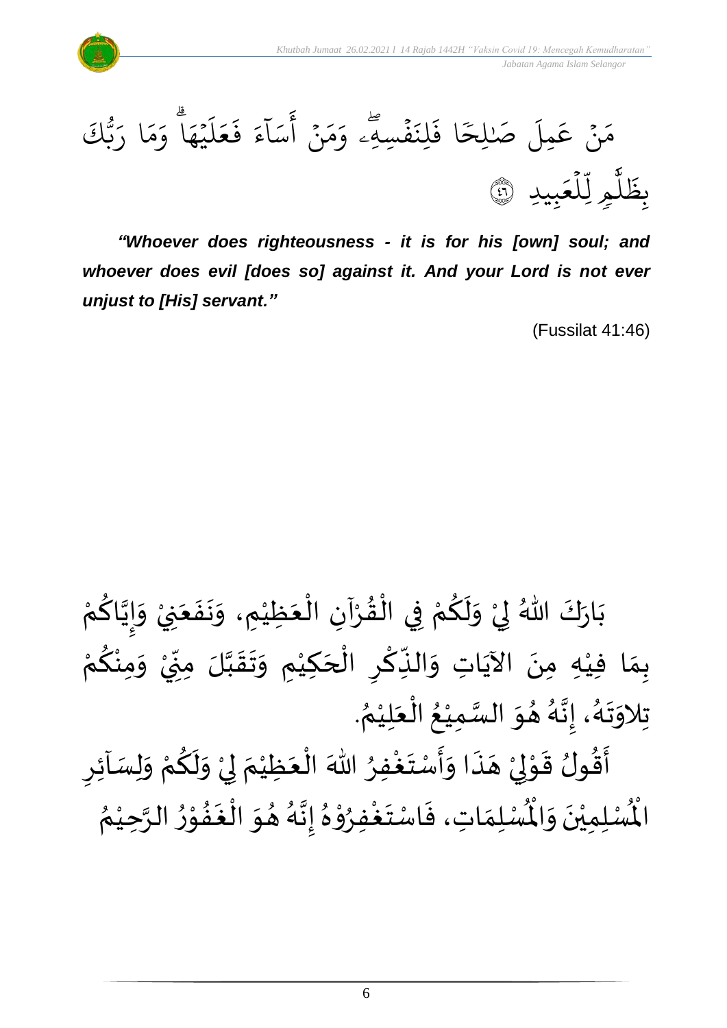مَنۡ عَمِلَ صَٰلِحٗا فَلِنَفۡسِهِۦۖ وَمَنۡ أَسَآءَ فَعَلَيۡهَاۗ وَمَا رَبُّكَ بِظَلَّٰمٖ لِّلۡعَبِيدِ ۝٤٦

***"Whoever does righteousness - it is for his [own] soul; and whoever does evil [does so] against it. And your Lord is not ever unjust to [His] servant."***

(Fussilat 41:46)

بَارَكَ اللهُ لِيْ وَلَكُمْ فِي الْقُرْآنِ الْعَظِيْمِ، وَنَفَعَنِيْ وَإِيَّاكُمْ بِمَا فِيْهِ مِنَ الآيَاتِ وَالذِّكْرِ الْحَكِيْمِ وَتَقَبَّلَ مِنِّيْ وَمِنْكُمْ تِلاوَتَهُ، إِنَّهُ هُوَ السَّمِيْعُ الْعَلِيْمُ.

أَقُولُ قَوْلِيْ هَذَا وَأَسْتَغْفِرُ اللهَ الْعَظِيْمَ لِيْ وَلَكُمْ وَلِسَآئِرِ الْمُسْلِمِيْنَ وَالْمُسْلِمَاتِ، فَاسْتَغْفِرُوْهُ إِنَّهُ هُوَ الْغَفُوْرُ الرَّحِيْمُ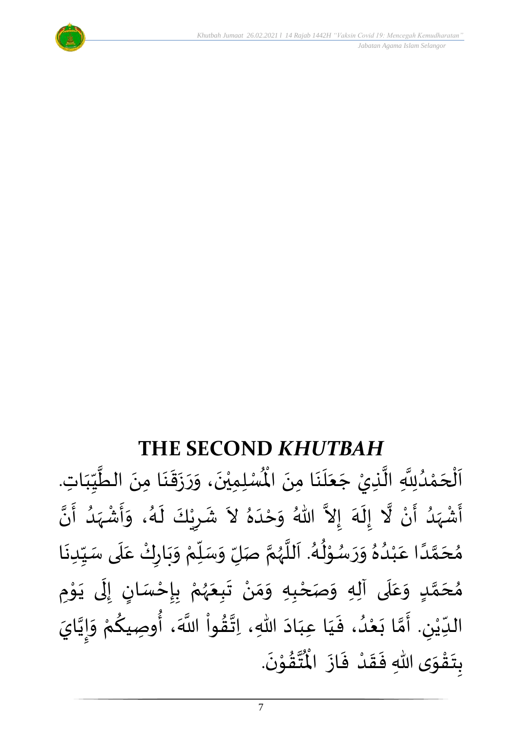# THE SECOND *KHUTBAH*

اَلْحَمْدُلِلَّهِ الَّذِيْ جَعَلَنَا مِنَ الْمُسْلِمِيْنَ، وَرَزَقَنَا مِنَ الطَّيِّبَاتِ. أَشْهَدُ أَنْ لَّا إِلَهَ إِلاَّ اللهُ وَحْدَهُ لاَ شَرِيْكَ لَهُ، وَأَشْهَدُ أَنَّ مُحَمَّدًا عَبْدُهُ وَرَسُوْلُهُ. اَللَّهُمَّ صَلِّ وَسَلِّمْ وَبَارِكْ عَلَى سَيِّدِنَا مُحَمَّدٍ وَعَلَى آلِهِ وَصَحْبِهِ وَمَنْ تَبِعَهُمْ بِإِحْسَانٍ إِلَى يَوْمِ الدِّيْنِ. أَمَّا بَعْدُ، فَيَا عِبَادَ اللهِ، اِتَّقُواْ اللَّهَ، أُوصِيكُمْ وَإِيَّايَ بِتَقْوَى اللهِ فَقَدْ فَازَ الْمُتَّقُوْنَ.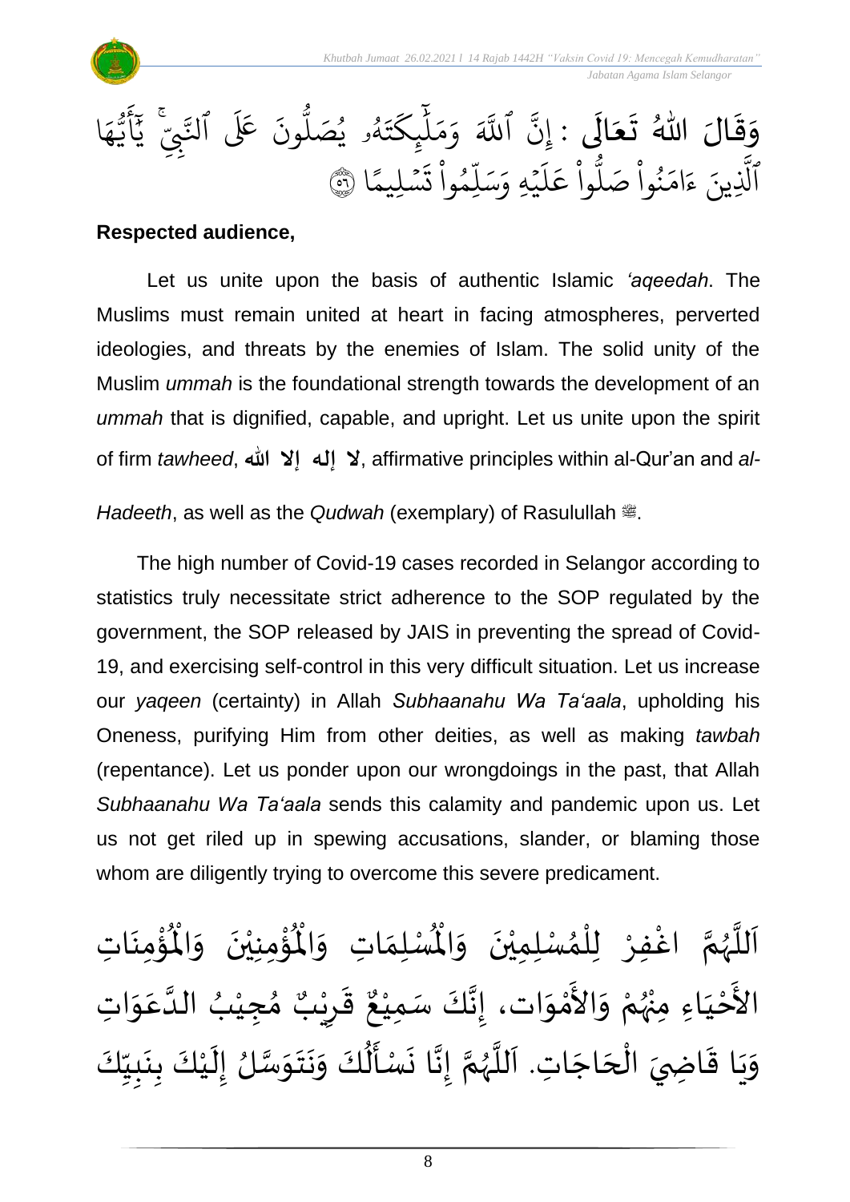وَقَالَ اللهُ تَعَالَى : إِنَّ ٱللَّهَ وَمَلَٰٓئِكَتَهُۥ يُصَلُّونَ عَلَى ٱلنَّبِيِّۚ يَٰٓأَيُّهَا ٱلَّذِينَ ءَامَنُواْ صَلُّواْ عَلَيۡهِ وَسَلِّمُواْ تَسۡلِيمًا ﴿٥٦﴾

**Respected audience,**

Let us unite upon the basis of authentic Islamic *'aqeedah*. The Muslims must remain united at heart in facing atmospheres, perverted ideologies, and threats by the enemies of Islam. The solid unity of the Muslim *ummah* is the foundational strength towards the development of an *ummah* that is dignified, capable, and upright. Let us unite upon the spirit of firm *tawheed*, **لا إله إلا الله**, affirmative principles within al-Qur'an and *al-Hadeeth*, as well as the *Qudwah* (exemplary) of Rasulullah ﷺ.

The high number of Covid-19 cases recorded in Selangor according to statistics truly necessitate strict adherence to the SOP regulated by the government, the SOP released by JAIS in preventing the spread of Covid-19, and exercising self-control in this very difficult situation. Let us increase our *yaqeen* (certainty) in Allah *Subhaanahu Wa Ta'aala*, upholding his Oneness, purifying Him from other deities, as well as making *tawbah* (repentance). Let us ponder upon our wrongdoings in the past, that Allah *Subhaanahu Wa Ta'aala* sends this calamity and pandemic upon us. Let us not get riled up in spewing accusations, slander, or blaming those whom are diligently trying to overcome this severe predicament.

اَللَّهُمَّ اغْفِرْ لِلْمُسْلِمِيْنَ وَالْمُسْلِمَاتِ وَالْمُؤْمِنِيْنَ وَالْمُؤْمِنَاتِ الأَحْيَاءِ مِنْهُمْ وَالأَمْوَات، إِنَّكَ سَمِيْعٌ قَرِيْبٌ مُجِيْبُ الدَّعَوَاتِ وَيَا قَاضِيَ الْحَاجَاتِ. اَللَّهُمَّ إِنَّا نَسْأَلُكَ وَنَتَوَسَّلُ إِلَيْكَ بِنَبِيِّكَ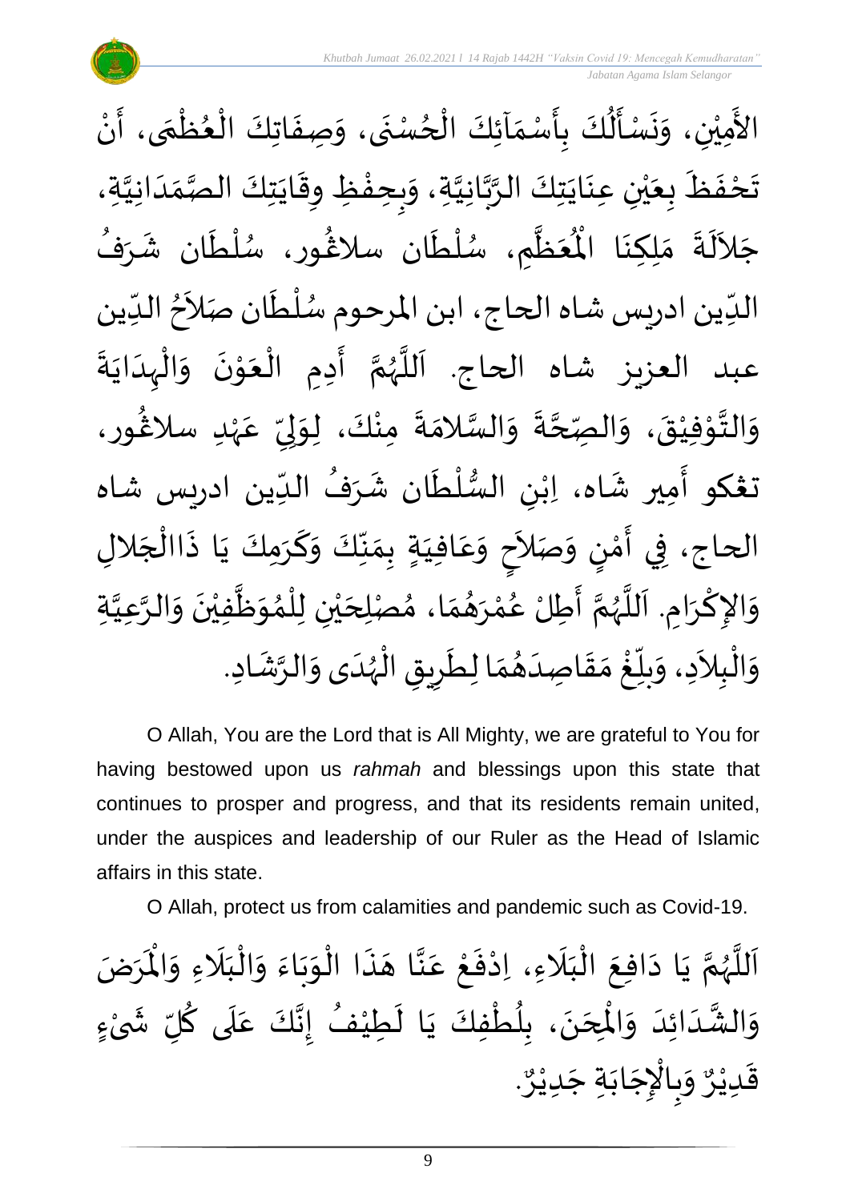الأَمِيْنِ، وَنَسْأَلُكَ بِأَسْمَآئِكَ الْحُسْنَى، وَصِفَاتِكَ الْعُظْمَى، أَنْ تَحْفَظَ بِعَيْنِ عِنَايَتِكَ الرَّبَّانِيَّةِ، وَبِحِفْظِ وِقَايَتِكَ الصَّمَدَانِيَّةِ، جَلاَلَةَ مَلِكِنَا الْمُعَظَّمِ، سُلْطَان سلاڠُور، سُلْطَان شَرَفُ الدِّين ادريس شاه الحاج، ابن المرحوم سُلْطَان صَلاَحُ الدِّين عبد العزيز شاه الحاج. اَللَّهُمَّ أَدِمِ الْعَوْنَ وَالْهِدَايَةَ وَالتَّوْفِيْقَ، وَالصِّحَّةَ وَالسَّلامَةَ مِنْكَ، لِوَلِيِّ عَهْدِ سلاڠُور، تڠكو أَمِير شَاه، اِبْنِ السُّلْطَان شَرَفُ الدِّين ادريس شاه الحاج، فِي أَمْنٍ وَصَلاَحٍ وَعَافِيَةٍ بِمَنِّكَ وَكَرَمِكَ يَا ذَاالْجَلالِ وَالإِكْرَامِ. اَللَّهُمَّ أَطِلْ عُمْرَهُمَا، مُصْلِحَيْنِ لِلْمُوَظَّفِيْنَ وَالرَّعِيَّةِ وَالْبِلاَدِ، وَبلِّغْ مَقَاصِدَهُمَا لِطَرِيقِ الْهُدَى وَالرَّشَادِ.

O Allah, You are the Lord that is All Mighty, we are grateful to You for having bestowed upon us *rahmah* and blessings upon this state that continues to prosper and progress, and that its residents remain united, under the auspices and leadership of our Ruler as the Head of Islamic affairs in this state.

O Allah, protect us from calamities and pandemic such as Covid-19.

اَللَّهُمَّ يَا دَافِعَ الْبَلَاءِ، اِدْفَعْ عَنَّا هَذَا الْوَبَاءَ وَالْبَلَاءِ وَالْمَرَضَ وَالشَّدَائِدَ وَالْمِحَنَ، بِلُطْفِكَ يَا لَطِيْفُ إِنَّكَ عَلَى كُلِّ شَيْءٍ قَدِيْرٌ وَبِالْإِجَابَةِ جَدِيْرٌ.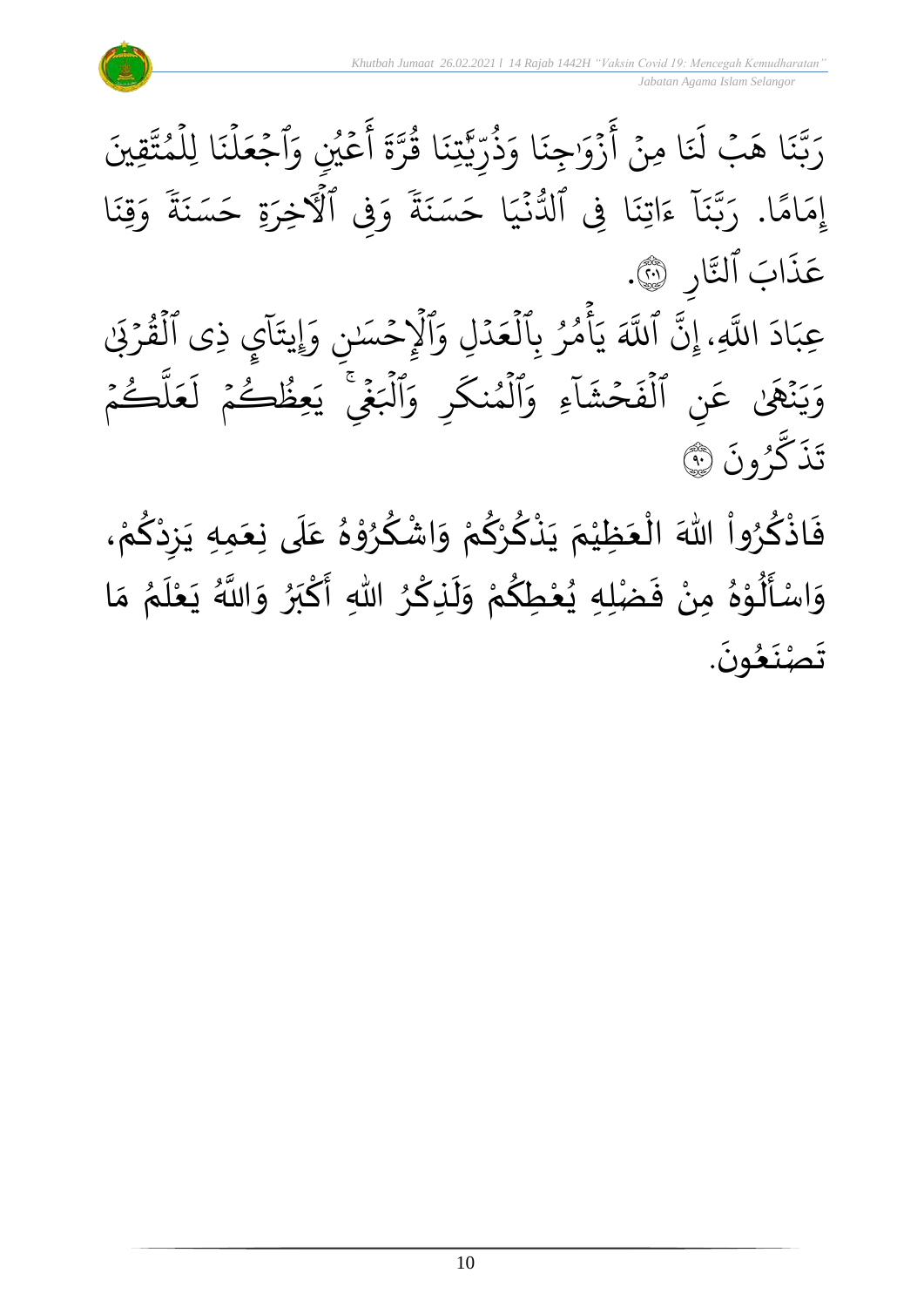رَبَّنَا هَبْ لَنَا مِنْ أَزْوَٰجِنَا وَذُرِّيَّٰتِنَا قُرَّةَ أَعْيُنٍ وَٱجْعَلْنَا لِلْمُتَّقِينَ إِمَامًا. رَبَّنَآ ءَاتِنَا فِي ٱلدُّنْيَا حَسَنَةً وَفِي ٱلْآخِرَةِ حَسَنَةً وَقِنَا عَذَابَ ٱلنَّارِ ﴿٢٠١﴾.

عِبَادَ اللّٰهِ، إِنَّ ٱللَّهَ يَأْمُرُ بِٱلْعَدْلِ وَٱلْإِحْسَٰنِ وَإِيتَآيِٕ ذِي ٱلْقُرْبَىٰ وَيَنْهَىٰ عَنِ ٱلْفَحْشَآءِ وَٱلْمُنكَرِ وَٱلْبَغْيِ ۚ يَعِظُكُمْ لَعَلَّكُمْ تَذَكَّرُونَ ﴿٩٠﴾

فَاذْكُرُواْ اللّٰهَ الْعَظِيْمَ يَذْكُرْكُمْ وَاشْكُرُوْهُ عَلَى نِعَمِهِ يَزِدْكُمْ، وَاسْأَلُوْهُ مِنْ فَضْلِهِ يُعْطِكُمْ وَلَذِكْرُ اللّٰهِ أَكْبَرُ وَاللَّهُ يَعْلَمُ مَا تَصْنَعُونَ.